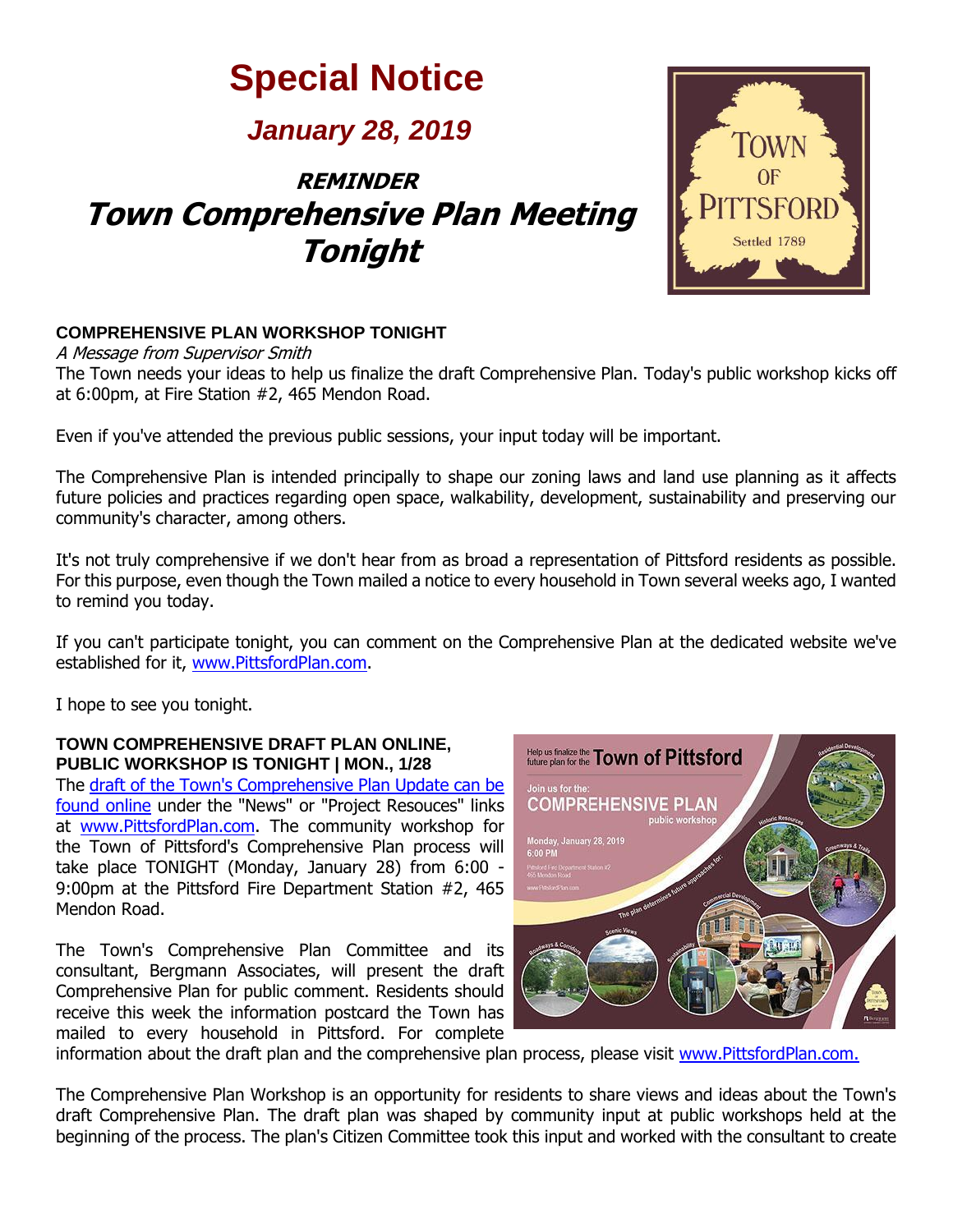# Special Notice

## *January 28, 2019*

## REMINDER
## Town Comprehensive Plan Meeting Tonight

**COMPREHENSIVE PLAN WORKSHOP TONIGHT**

*A Message from Supervisor Smith*

The Town needs your ideas to help us finalize the draft Comprehensive Plan. Today's public workshop kicks off at 6:00pm, at Fire Station #2, 465 Mendon Road.

Even if you've attended the previous public sessions, your input today will be important.

The Comprehensive Plan is intended principally to shape our zoning laws and land use planning as it affects future policies and practices regarding open space, walkability, development, sustainability and preserving our community's character, among others.

It's not truly comprehensive if we don't hear from as broad a representation of Pittsford residents as possible. For this purpose, even though the Town mailed a notice to every household in Town several weeks ago, I wanted to remind you today.

If you can't participate tonight, you can comment on the Comprehensive Plan at the dedicated website we've established for it, www.PittsfordPlan.com.

I hope to see you tonight.

**TOWN COMPREHENSIVE DRAFT PLAN ONLINE, PUBLIC WORKSHOP IS TONIGHT | MON., 1/28**

The draft of the Town's Comprehensive Plan Update can be found online under the "News" or "Project Resouces" links at www.PittsfordPlan.com. The community workshop for the Town of Pittsford's Comprehensive Plan process will take place TONIGHT (Monday, January 28) from 6:00 - 9:00pm at the Pittsford Fire Department Station #2, 465 Mendon Road.

The Town's Comprehensive Plan Committee and its consultant, Bergmann Associates, will present the draft Comprehensive Plan for public comment. Residents should receive this week the information postcard the Town has mailed to every household in Pittsford. For complete information about the draft plan and the comprehensive plan process, please visit www.PittsfordPlan.com.

The Comprehensive Plan Workshop is an opportunity for residents to share views and ideas about the Town's draft Comprehensive Plan. The draft plan was shaped by community input at public workshops held at the beginning of the process. The plan's Citizen Committee took this input and worked with the consultant to create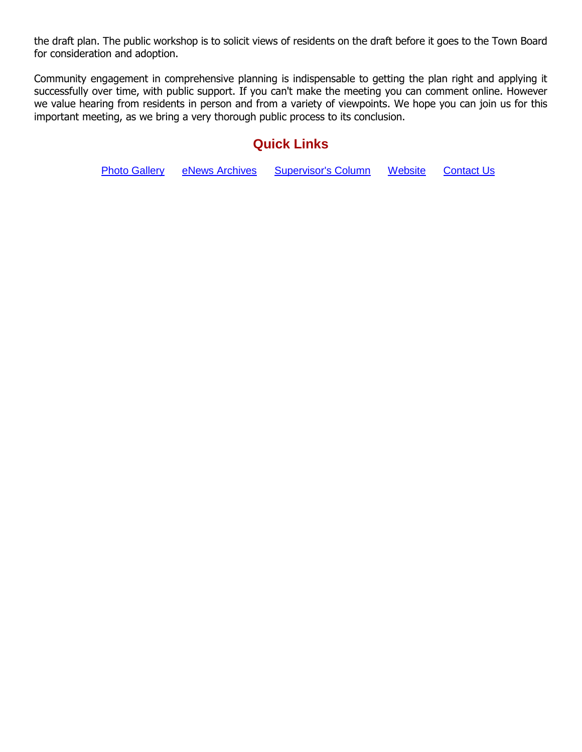the draft plan. The public workshop is to solicit views of residents on the draft before it goes to the Town Board for consideration and adoption.

Community engagement in comprehensive planning is indispensable to getting the plan right and applying it successfully over time, with public support. If you can't make the meeting you can comment online. However we value hearing from residents in person and from a variety of viewpoints. We hope you can join us for this important meeting, as we bring a very thorough public process to its conclusion.

## Quick Links

Photo Gallery    eNews Archives    Supervisor's Column    Website    Contact Us